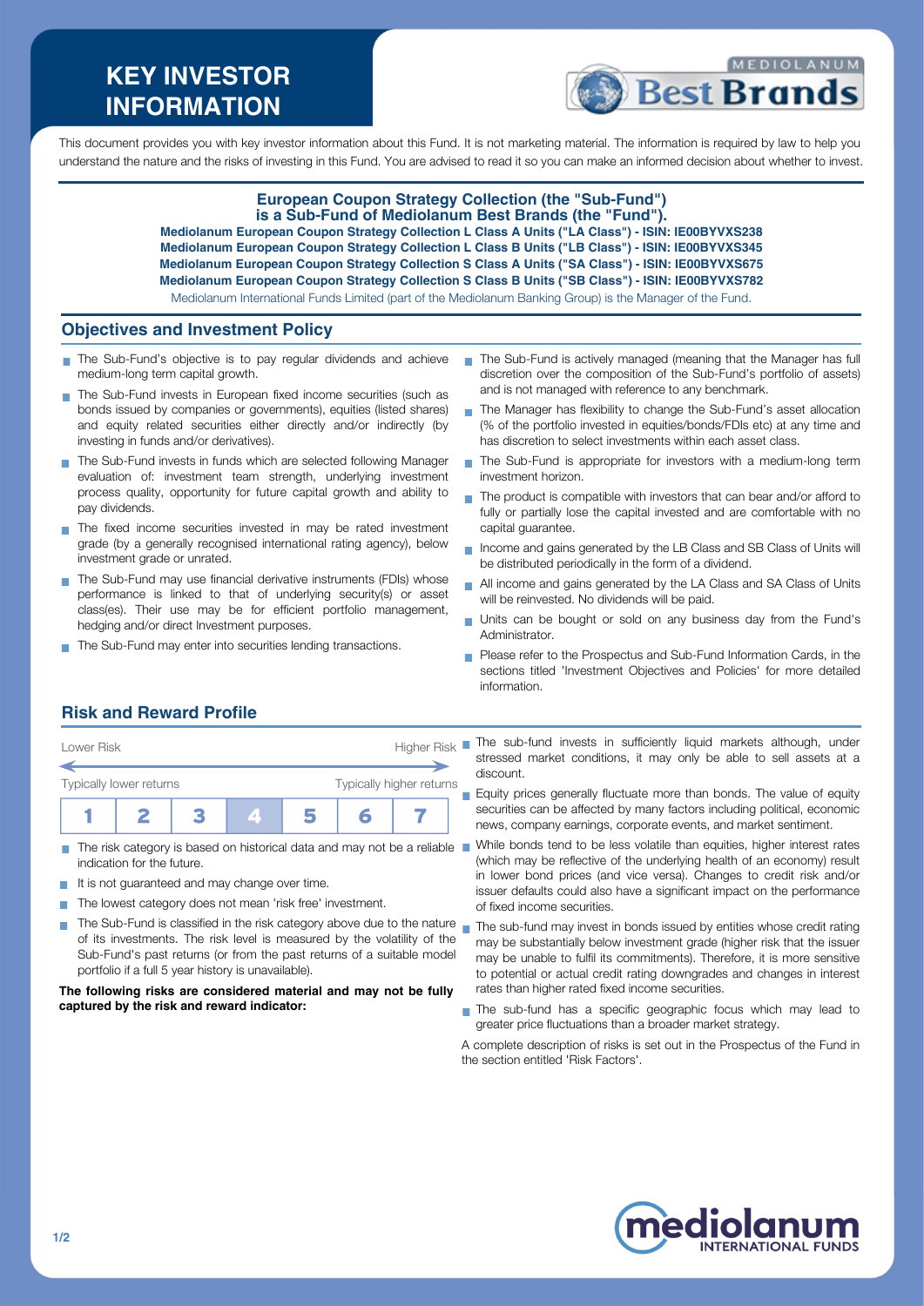# KEY INVESTOR INFORMATION

This document provides you with key investor information about this Fund. It is not marketing material. The information is required by law to help you understand the nature and the risks of investing in this Fund. You are advised to read it so you can make an informed decision about whether to invest.

**European Coupon Strategy Collection (the "Sub-Fund") is a Sub-Fund of Mediolanum Best Brands (the "Fund").**

**Mediolanum European Coupon Strategy Collection L Class A Units ("LA Class") - ISIN: IE00BYVXS238**
**Mediolanum European Coupon Strategy Collection L Class B Units ("LB Class") - ISIN: IE00BYVXS345**
**Mediolanum European Coupon Strategy Collection S Class A Units ("SA Class") - ISIN: IE00BYVXS675**
**Mediolanum European Coupon Strategy Collection S Class B Units ("SB Class") - ISIN: IE00BYVXS782**

Mediolanum International Funds Limited (part of the Mediolanum Banking Group) is the Manager of the Fund.

## Objectives and Investment Policy

- The Sub-Fund's objective is to pay regular dividends and achieve medium-long term capital growth.
- The Sub-Fund invests in European fixed income securities (such as bonds issued by companies or governments), equities (listed shares) and equity related securities either directly and/or indirectly (by investing in funds and/or derivatives).
- The Sub-Fund invests in funds which are selected following Manager evaluation of: investment team strength, underlying investment process quality, opportunity for future capital growth and ability to pay dividends.
- The fixed income securities invested in may be rated investment grade (by a generally recognised international rating agency), below investment grade or unrated.
- The Sub-Fund may use financial derivative instruments (FDIs) whose performance is linked to that of underlying security(s) or asset class(es). Their use may be for efficient portfolio management, hedging and/or direct Investment purposes.
- The Sub-Fund may enter into securities lending transactions.
- The Sub-Fund is actively managed (meaning that the Manager has full discretion over the composition of the Sub-Fund's portfolio of assets) and is not managed with reference to any benchmark.
- The Manager has flexibility to change the Sub-Fund's asset allocation (% of the portfolio invested in equities/bonds/FDIs etc) at any time and has discretion to select investments within each asset class.
- The Sub-Fund is appropriate for investors with a medium-long term investment horizon.
- The product is compatible with investors that can bear and/or afford to fully or partially lose the capital invested and are comfortable with no capital guarantee.
- Income and gains generated by the LB Class and SB Class of Units will be distributed periodically in the form of a dividend.
- All income and gains generated by the LA Class and SA Class of Units will be reinvested. No dividends will be paid.
- Units can be bought or sold on any business day from the Fund's Administrator.
- Please refer to the Prospectus and Sub-Fund Information Cards, in the sections titled 'Investment Objectives and Policies' for more detailed information.

## Risk and Reward Profile

Lower Risk — Higher Risk

Typically lower returns — Typically higher returns

| 1 | 2 | 3 | **4** | 5 | 6 | 7 |
|---|---|---|---|---|---|---|

- The risk category is based on historical data and may not be a reliable indication for the future.
- It is not guaranteed and may change over time.
- The lowest category does not mean 'risk free' investment.
- The Sub-Fund is classified in the risk category above due to the nature of its investments. The risk level is measured by the volatility of the Sub-Fund's past returns (or from the past returns of a suitable model portfolio if a full 5 year history is unavailable).

**The following risks are considered material and may not be fully captured by the risk and reward indicator:**

- The sub-fund invests in sufficiently liquid markets although, under stressed market conditions, it may only be able to sell assets at a discount.
- Equity prices generally fluctuate more than bonds. The value of equity securities can be affected by many factors including political, economic news, company earnings, corporate events, and market sentiment.
- While bonds tend to be less volatile than equities, higher interest rates (which may be reflective of the underlying health of an economy) result in lower bond prices (and vice versa). Changes to credit risk and/or issuer defaults could also have a significant impact on the performance of fixed income securities.
- The sub-fund may invest in bonds issued by entities whose credit rating may be substantially below investment grade (higher risk that the issuer may be unable to fulfil its commitments). Therefore, it is more sensitive to potential or actual credit rating downgrades and changes in interest rates than higher rated fixed income securities.
- The sub-fund has a specific geographic focus which may lead to greater price fluctuations than a broader market strategy.

A complete description of risks is set out in the Prospectus of the Fund in the section entitled 'Risk Factors'.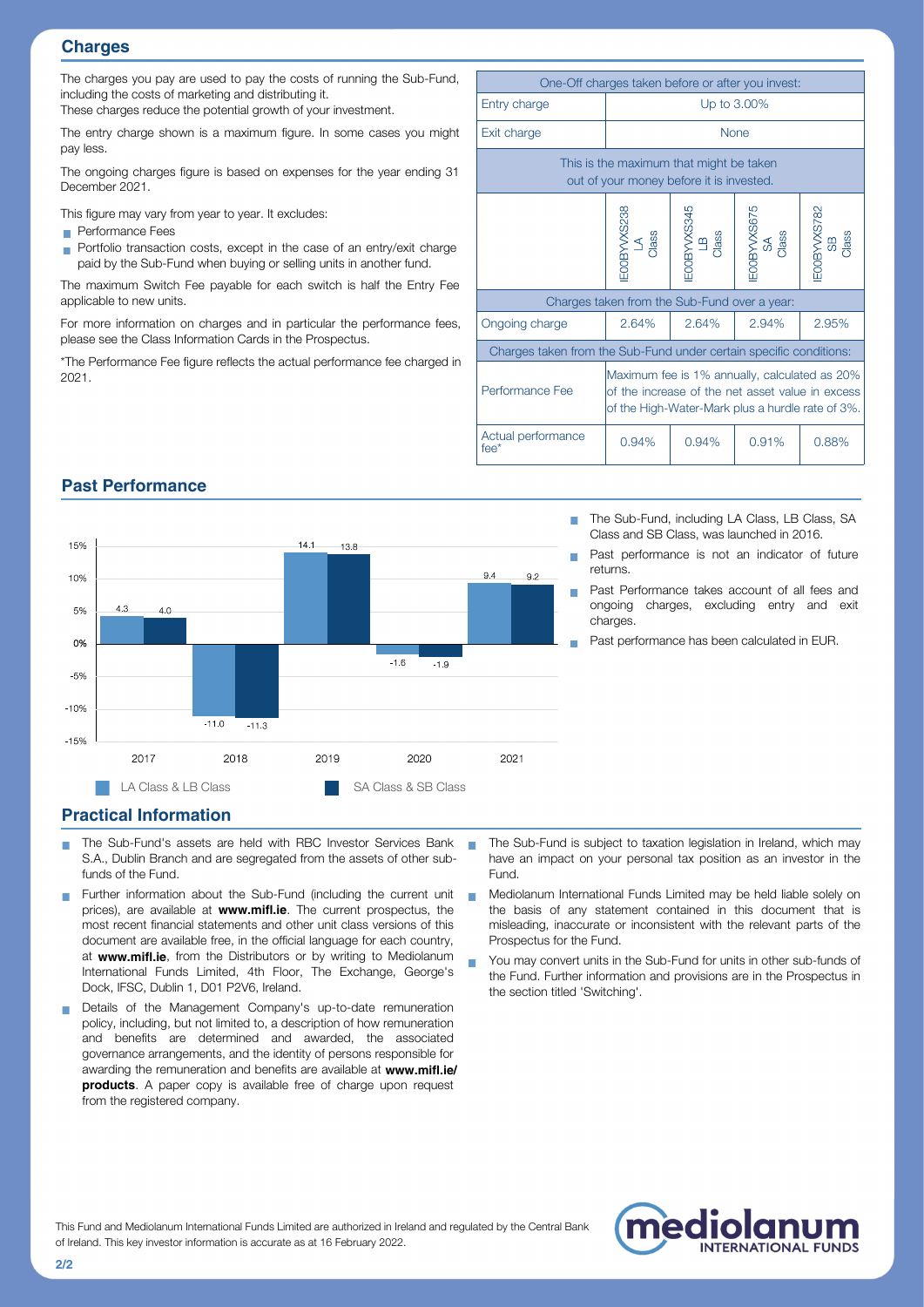## Charges

The charges you pay are used to pay the costs of running the Sub-Fund, including the costs of marketing and distributing it.
These charges reduce the potential growth of your investment.

The entry charge shown is a maximum figure. In some cases you might pay less.

The ongoing charges figure is based on expenses for the year ending 31 December 2021.

This figure may vary from year to year. It excludes:

- Performance Fees
- Portfolio transaction costs, except in the case of an entry/exit charge paid by the Sub-Fund when buying or selling units in another fund.

The maximum Switch Fee payable for each switch is half the Entry Fee applicable to new units.

For more information on charges and in particular the performance fees, please see the Class Information Cards in the Prospectus.

*The Performance Fee figure reflects the actual performance fee charged in 2021.

| One-Off charges taken before or after you invest: | | | | |
|---|---|---|---|---|
| Entry charge | Up to 3.00% | | | |
| Exit charge | None | | | |
| This is the maximum that might be taken out of your money before it is invested. | | | | |
| | IE00BYVXS238 LA Class | IE00BYVXS345 LB Class | IE00BYVXS675 SA Class | IE00BYVXS782 SB Class |
| Charges taken from the Sub-Fund over a year: | | | | |
| Ongoing charge | 2.64% | 2.64% | 2.94% | 2.95% |
| Charges taken from the Sub-Fund under certain specific conditions: | | | | |
| Performance Fee | Maximum fee is 1% annually, calculated as 20% of the increase of the net asset value in excess of the High-Water-Mark plus a hurdle rate of 3%. | | | |
| Actual performance fee* | 0.94% | 0.94% | 0.91% | 0.88% |

## Past Performance

15%
10%
5%
0%
-5%
-10%
-15%

4.3
4.0
-11.0
-11.3
14.1
13.8
-1.6
-1.9
9.4
9.2

2017
2018
2019
2020
2021

LA Class & LB Class
SA Class & SB Class

- The Sub-Fund, including LA Class, LB Class, SA Class and SB Class, was launched in 2016.
- Past performance is not an indicator of future returns.
- Past Performance takes account of all fees and ongoing charges, excluding entry and exit charges.
- Past performance has been calculated in EUR.

## Practical Information

- The Sub-Fund's assets are held with RBC Investor Services Bank S.A., Dublin Branch and are segregated from the assets of other sub-funds of the Fund.
- Further information about the Sub-Fund (including the current unit prices), are available at **www.mifl.ie**. The current prospectus, the most recent financial statements and other unit class versions of this document are available free, in the official language for each country, at **www.mifl.ie**, from the Distributors or by writing to Mediolanum International Funds Limited, 4th Floor, The Exchange, George's Dock, IFSC, Dublin 1, D01 P2V6, Ireland.
- Details of the Management Company's up-to-date remuneration policy, including, but not limited to, a description of how remuneration and benefits are determined and awarded, the associated governance arrangements, and the identity of persons responsible for awarding the remuneration and benefits are available at **www.mifl.ie/products**. A paper copy is available free of charge upon request from the registered company.
- The Sub-Fund is subject to taxation legislation in Ireland, which may have an impact on your personal tax position as an investor in the Fund.
- Mediolanum International Funds Limited may be held liable solely on the basis of any statement contained in this document that is misleading, inaccurate or inconsistent with the relevant parts of the Prospectus for the Fund.
- You may convert units in the Sub-Fund for units in other sub-funds of the Fund. Further information and provisions are in the Prospectus in the section titled 'Switching'.

This Fund and Mediolanum International Funds Limited are authorized in Ireland and regulated by the Central Bank of Ireland. This key investor information is accurate as at 16 February 2022.